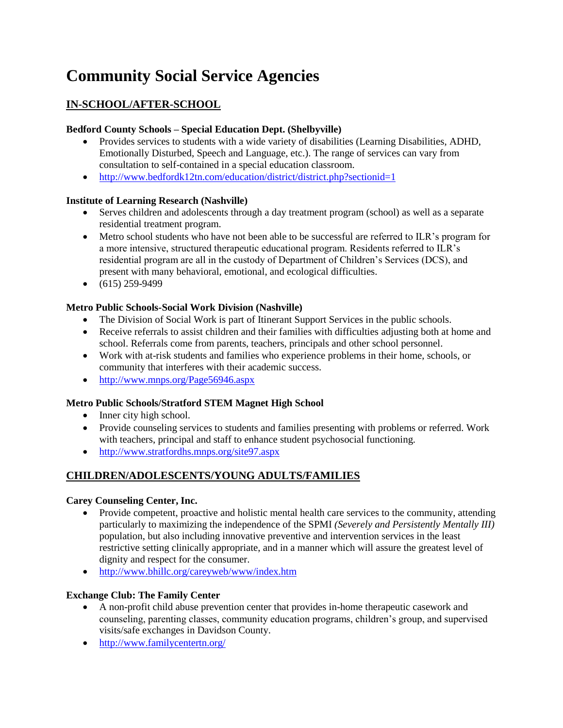# Community Social Service Agencies

## IN-SCHOOL/AFTER-SCHOOL

**Bedford County Schools – Special Education Dept. (Shelbyville)**

- Provides services to students with a wide variety of disabilities (Learning Disabilities, ADHD, Emotionally Disturbed, Speech and Language, etc.). The range of services can vary from consultation to self-contained in a special education classroom.
- http://www.bedfordk12tn.com/education/district/district.php?sectionid=1

**Institute of Learning Research (Nashville)**

- Serves children and adolescents through a day treatment program (school) as well as a separate residential treatment program.
- Metro school students who have not been able to be successful are referred to ILR's program for a more intensive, structured therapeutic educational program. Residents referred to ILR's residential program are all in the custody of Department of Children's Services (DCS), and present with many behavioral, emotional, and ecological difficulties.
- (615) 259-9499

**Metro Public Schools-Social Work Division (Nashville)**

- The Division of Social Work is part of Itinerant Support Services in the public schools.
- Receive referrals to assist children and their families with difficulties adjusting both at home and school. Referrals come from parents, teachers, principals and other school personnel.
- Work with at-risk students and families who experience problems in their home, schools, or community that interferes with their academic success.
- http://www.mnps.org/Page56946.aspx

**Metro Public Schools/Stratford STEM Magnet High School**

- Inner city high school.
- Provide counseling services to students and families presenting with problems or referred. Work with teachers, principal and staff to enhance student psychosocial functioning.
- http://www.stratfordhs.mnps.org/site97.aspx

## CHILDREN/ADOLESCENTS/YOUNG ADULTS/FAMILIES

**Carey Counseling Center, Inc.**

- Provide competent, proactive and holistic mental health care services to the community, attending particularly to maximizing the independence of the SPMI *(Severely and Persistently Mentally Ill)* population, but also including innovative preventive and intervention services in the least restrictive setting clinically appropriate, and in a manner which will assure the greatest level of dignity and respect for the consumer.
- http://www.bhillc.org/careyweb/www/index.htm

**Exchange Club: The Family Center**

- A non-profit child abuse prevention center that provides in-home therapeutic casework and counseling, parenting classes, community education programs, children's group, and supervised visits/safe exchanges in Davidson County.
- http://www.familycentertn.org/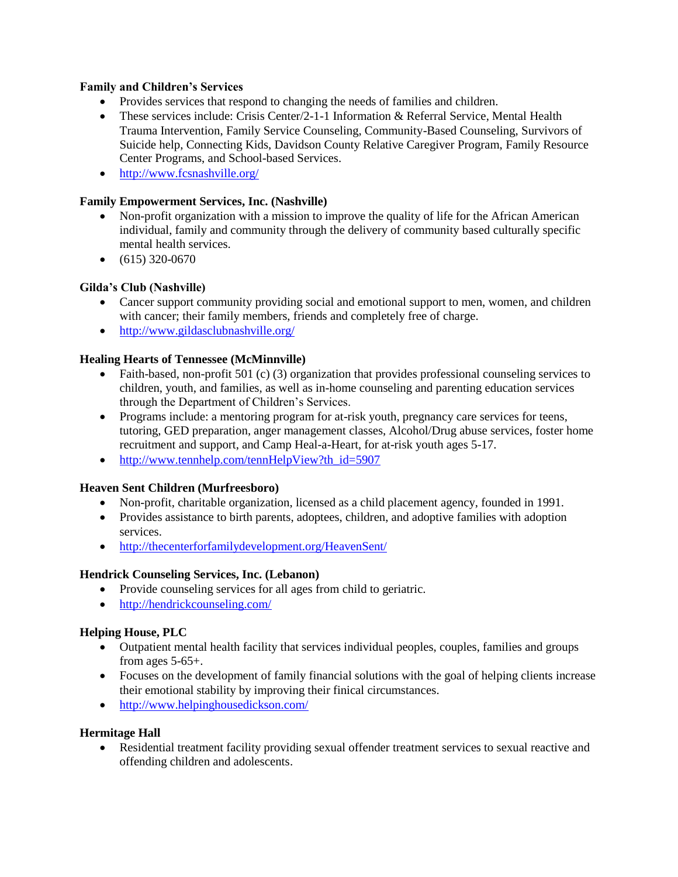**Family and Children's Services**

- Provides services that respond to changing the needs of families and children.
- These services include: Crisis Center/2-1-1 Information & Referral Service, Mental Health Trauma Intervention, Family Service Counseling, Community-Based Counseling, Survivors of Suicide help, Connecting Kids, Davidson County Relative Caregiver Program, Family Resource Center Programs, and School-based Services.
- http://www.fcsnashville.org/

**Family Empowerment Services, Inc. (Nashville)**

- Non-profit organization with a mission to improve the quality of life for the African American individual, family and community through the delivery of community based culturally specific mental health services.
- (615) 320-0670

**Gilda's Club (Nashville)**

- Cancer support community providing social and emotional support to men, women, and children with cancer; their family members, friends and completely free of charge.
- http://www.gildasclubnashville.org/

**Healing Hearts of Tennessee (McMinnville)**

- Faith-based, non-profit 501 (c) (3) organization that provides professional counseling services to children, youth, and families, as well as in-home counseling and parenting education services through the Department of Children's Services.
- Programs include: a mentoring program for at-risk youth, pregnancy care services for teens, tutoring, GED preparation, anger management classes, Alcohol/Drug abuse services, foster home recruitment and support, and Camp Heal-a-Heart, for at-risk youth ages 5-17.
- http://www.tennhelp.com/tennHelpView?th_id=5907

**Heaven Sent Children (Murfreesboro)**

- Non-profit, charitable organization, licensed as a child placement agency, founded in 1991.
- Provides assistance to birth parents, adoptees, children, and adoptive families with adoption services.
- http://thecenterforfamilydevelopment.org/HeavenSent/

**Hendrick Counseling Services, Inc. (Lebanon)**

- Provide counseling services for all ages from child to geriatric.
- http://hendrickcounseling.com/

**Helping House, PLC**

- Outpatient mental health facility that services individual peoples, couples, families and groups from ages 5-65+.
- Focuses on the development of family financial solutions with the goal of helping clients increase their emotional stability by improving their finical circumstances.
- http://www.helpinghousedickson.com/

**Hermitage Hall**

- Residential treatment facility providing sexual offender treatment services to sexual reactive and offending children and adolescents.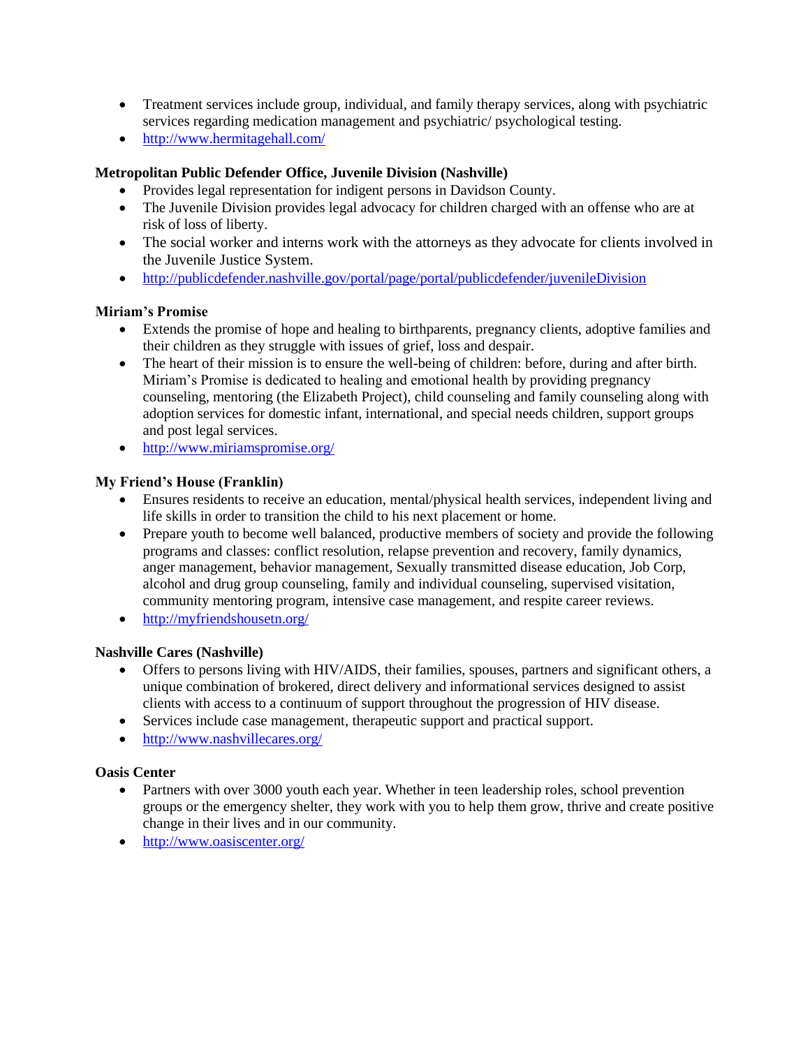- Treatment services include group, individual, and family therapy services, along with psychiatric services regarding medication management and psychiatric/ psychological testing.
- http://www.hermitagehall.com/

**Metropolitan Public Defender Office, Juvenile Division (Nashville)**

- Provides legal representation for indigent persons in Davidson County.
- The Juvenile Division provides legal advocacy for children charged with an offense who are at risk of loss of liberty.
- The social worker and interns work with the attorneys as they advocate for clients involved in the Juvenile Justice System.
- http://publicdefender.nashville.gov/portal/page/portal/publicdefender/juvenileDivision

**Miriam's Promise**

- Extends the promise of hope and healing to birthparents, pregnancy clients, adoptive families and their children as they struggle with issues of grief, loss and despair.
- The heart of their mission is to ensure the well-being of children: before, during and after birth. Miriam's Promise is dedicated to healing and emotional health by providing pregnancy counseling, mentoring (the Elizabeth Project), child counseling and family counseling along with adoption services for domestic infant, international, and special needs children, support groups and post legal services.
- http://www.miriamspromise.org/

**My Friend's House (Franklin)**

- Ensures residents to receive an education, mental/physical health services, independent living and life skills in order to transition the child to his next placement or home.
- Prepare youth to become well balanced, productive members of society and provide the following programs and classes: conflict resolution, relapse prevention and recovery, family dynamics, anger management, behavior management, Sexually transmitted disease education, Job Corp, alcohol and drug group counseling, family and individual counseling, supervised visitation, community mentoring program, intensive case management, and respite career reviews.
- http://myfriendshousetn.org/

**Nashville Cares (Nashville)**

- Offers to persons living with HIV/AIDS, their families, spouses, partners and significant others, a unique combination of brokered, direct delivery and informational services designed to assist clients with access to a continuum of support throughout the progression of HIV disease.
- Services include case management, therapeutic support and practical support.
- http://www.nashvillecares.org/

**Oasis Center**

- Partners with over 3000 youth each year. Whether in teen leadership roles, school prevention groups or the emergency shelter, they work with you to help them grow, thrive and create positive change in their lives and in our community.
- http://www.oasiscenter.org/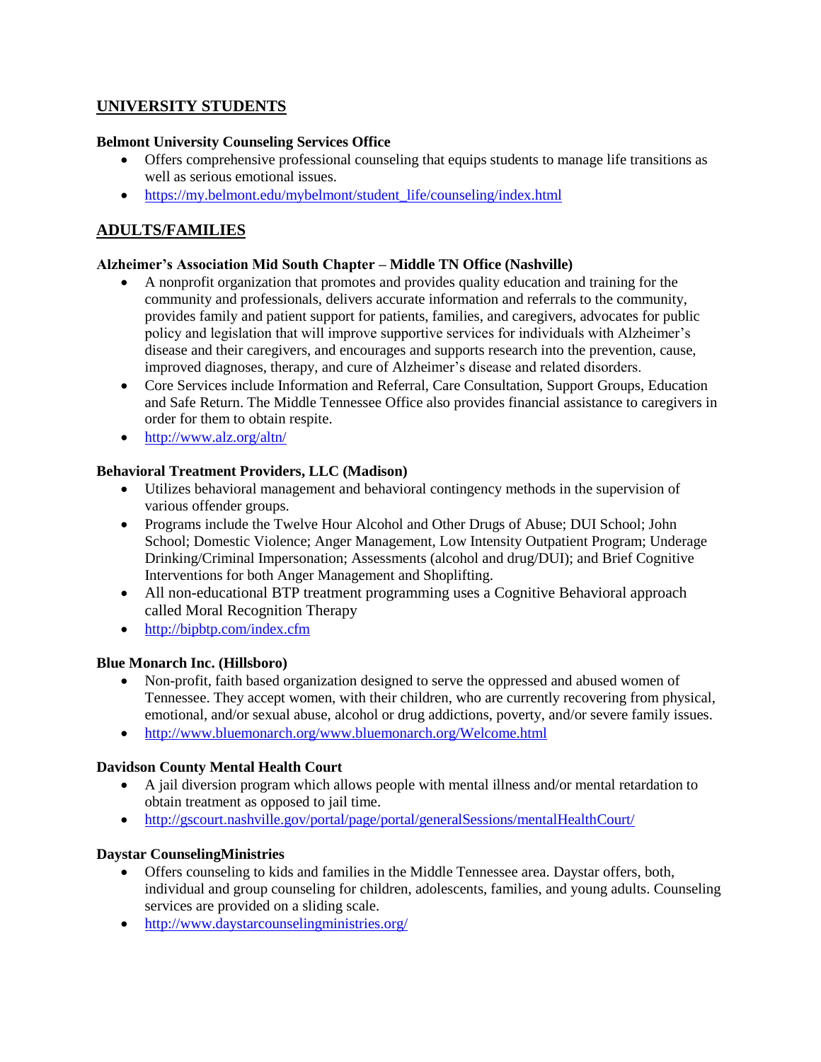## UNIVERSITY STUDENTS

**Belmont University Counseling Services Office**

- Offers comprehensive professional counseling that equips students to manage life transitions as well as serious emotional issues.
- https://my.belmont.edu/mybelmont/student_life/counseling/index.html

## ADULTS/FAMILIES

**Alzheimer's Association Mid South Chapter – Middle TN Office (Nashville)**

- A nonprofit organization that promotes and provides quality education and training for the community and professionals, delivers accurate information and referrals to the community, provides family and patient support for patients, families, and caregivers, advocates for public policy and legislation that will improve supportive services for individuals with Alzheimer's disease and their caregivers, and encourages and supports research into the prevention, cause, improved diagnoses, therapy, and cure of Alzheimer's disease and related disorders.
- Core Services include Information and Referral, Care Consultation, Support Groups, Education and Safe Return. The Middle Tennessee Office also provides financial assistance to caregivers in order for them to obtain respite.
- http://www.alz.org/altn/

**Behavioral Treatment Providers, LLC (Madison)**

- Utilizes behavioral management and behavioral contingency methods in the supervision of various offender groups.
- Programs include the Twelve Hour Alcohol and Other Drugs of Abuse; DUI School; John School; Domestic Violence; Anger Management, Low Intensity Outpatient Program; Underage Drinking/Criminal Impersonation; Assessments (alcohol and drug/DUI); and Brief Cognitive Interventions for both Anger Management and Shoplifting.
- All non-educational BTP treatment programming uses a Cognitive Behavioral approach called Moral Recognition Therapy
- http://bipbtp.com/index.cfm

**Blue Monarch Inc. (Hillsboro)**

- Non-profit, faith based organization designed to serve the oppressed and abused women of Tennessee. They accept women, with their children, who are currently recovering from physical, emotional, and/or sexual abuse, alcohol or drug addictions, poverty, and/or severe family issues.
- http://www.bluemonarch.org/www.bluemonarch.org/Welcome.html

**Davidson County Mental Health Court**

- A jail diversion program which allows people with mental illness and/or mental retardation to obtain treatment as opposed to jail time.
- http://gscourt.nashville.gov/portal/page/portal/generalSessions/mentalHealthCourt/

**Daystar CounselingMinistries**

- Offers counseling to kids and families in the Middle Tennessee area. Daystar offers, both, individual and group counseling for children, adolescents, families, and young adults. Counseling services are provided on a sliding scale.
- http://www.daystarcounselingministries.org/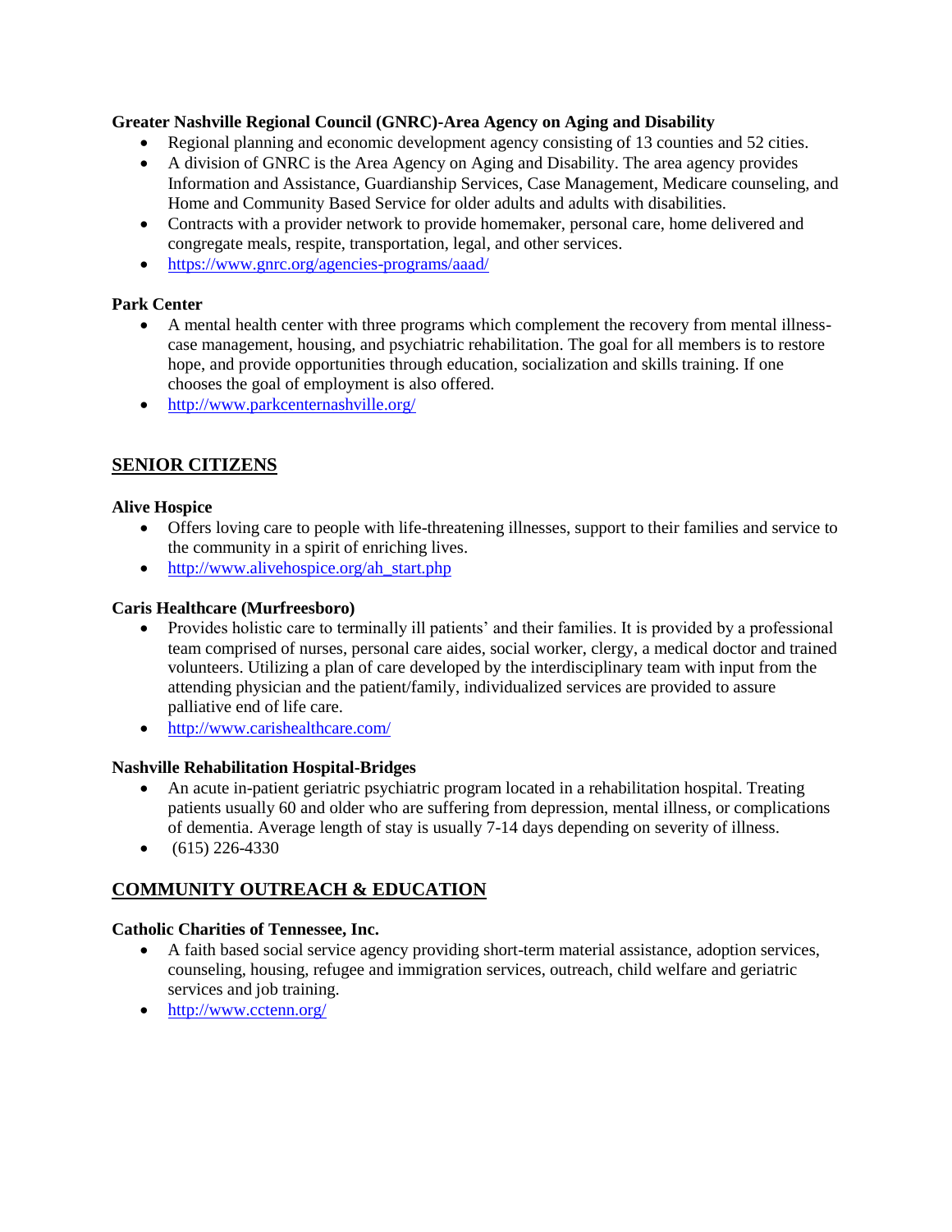**Greater Nashville Regional Council (GNRC)-Area Agency on Aging and Disability**

- Regional planning and economic development agency consisting of 13 counties and 52 cities.
- A division of GNRC is the Area Agency on Aging and Disability. The area agency provides Information and Assistance, Guardianship Services, Case Management, Medicare counseling, and Home and Community Based Service for older adults and adults with disabilities.
- Contracts with a provider network to provide homemaker, personal care, home delivered and congregate meals, respite, transportation, legal, and other services.
- https://www.gnrc.org/agencies-programs/aaad/

**Park Center**

- A mental health center with three programs which complement the recovery from mental illness-case management, housing, and psychiatric rehabilitation. The goal for all members is to restore hope, and provide opportunities through education, socialization and skills training. If one chooses the goal of employment is also offered.
- http://www.parkcenternashville.org/

## SENIOR CITIZENS

**Alive Hospice**

- Offers loving care to people with life-threatening illnesses, support to their families and service to the community in a spirit of enriching lives.
- http://www.alivehospice.org/ah_start.php

**Caris Healthcare (Murfreesboro)**

- Provides holistic care to terminally ill patients' and their families. It is provided by a professional team comprised of nurses, personal care aides, social worker, clergy, a medical doctor and trained volunteers. Utilizing a plan of care developed by the interdisciplinary team with input from the attending physician and the patient/family, individualized services are provided to assure palliative end of life care.
- http://www.carishealthcare.com/

**Nashville Rehabilitation Hospital-Bridges**

- An acute in-patient geriatric psychiatric program located in a rehabilitation hospital. Treating patients usually 60 and older who are suffering from depression, mental illness, or complications of dementia. Average length of stay is usually 7-14 days depending on severity of illness.
- (615) 226-4330

## COMMUNITY OUTREACH & EDUCATION

**Catholic Charities of Tennessee, Inc.**

- A faith based social service agency providing short-term material assistance, adoption services, counseling, housing, refugee and immigration services, outreach, child welfare and geriatric services and job training.
- http://www.cctenn.org/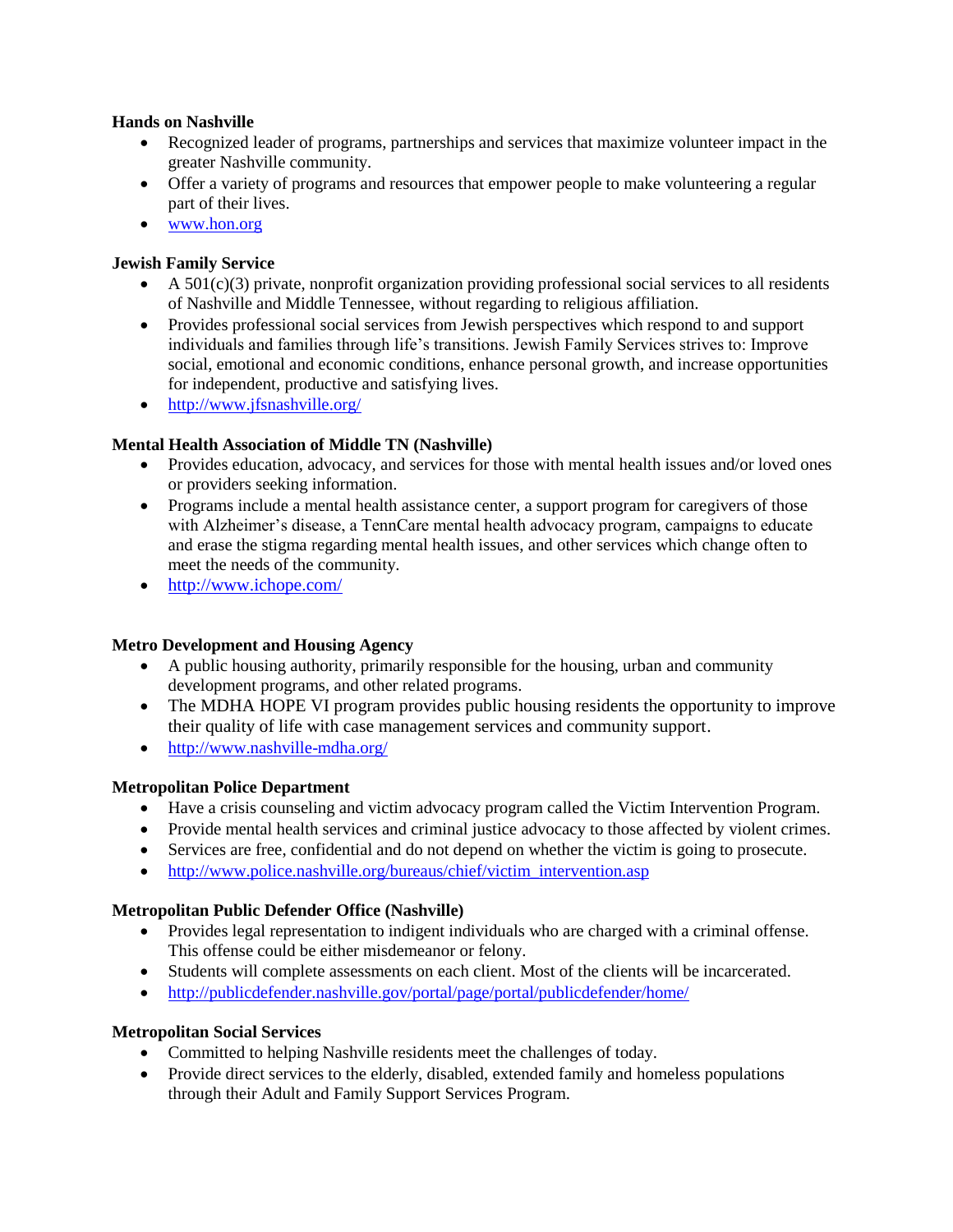**Hands on Nashville**

- Recognized leader of programs, partnerships and services that maximize volunteer impact in the greater Nashville community.
- Offer a variety of programs and resources that empower people to make volunteering a regular part of their lives.
- www.hon.org

**Jewish Family Service**

- A 501(c)(3) private, nonprofit organization providing professional social services to all residents of Nashville and Middle Tennessee, without regarding to religious affiliation.
- Provides professional social services from Jewish perspectives which respond to and support individuals and families through life's transitions. Jewish Family Services strives to: Improve social, emotional and economic conditions, enhance personal growth, and increase opportunities for independent, productive and satisfying lives.
- http://www.jfsnashville.org/

**Mental Health Association of Middle TN (Nashville)**

- Provides education, advocacy, and services for those with mental health issues and/or loved ones or providers seeking information.
- Programs include a mental health assistance center, a support program for caregivers of those with Alzheimer's disease, a TennCare mental health advocacy program, campaigns to educate and erase the stigma regarding mental health issues, and other services which change often to meet the needs of the community.
- http://www.ichope.com/

**Metro Development and Housing Agency**

- A public housing authority, primarily responsible for the housing, urban and community development programs, and other related programs.
- The MDHA HOPE VI program provides public housing residents the opportunity to improve their quality of life with case management services and community support.
- http://www.nashville-mdha.org/

**Metropolitan Police Department**

- Have a crisis counseling and victim advocacy program called the Victim Intervention Program.
- Provide mental health services and criminal justice advocacy to those affected by violent crimes.
- Services are free, confidential and do not depend on whether the victim is going to prosecute.
- http://www.police.nashville.org/bureaus/chief/victim_intervention.asp

**Metropolitan Public Defender Office (Nashville)**

- Provides legal representation to indigent individuals who are charged with a criminal offense. This offense could be either misdemeanor or felony.
- Students will complete assessments on each client. Most of the clients will be incarcerated.
- http://publicdefender.nashville.gov/portal/page/portal/publicdefender/home/

**Metropolitan Social Services**

- Committed to helping Nashville residents meet the challenges of today.
- Provide direct services to the elderly, disabled, extended family and homeless populations through their Adult and Family Support Services Program.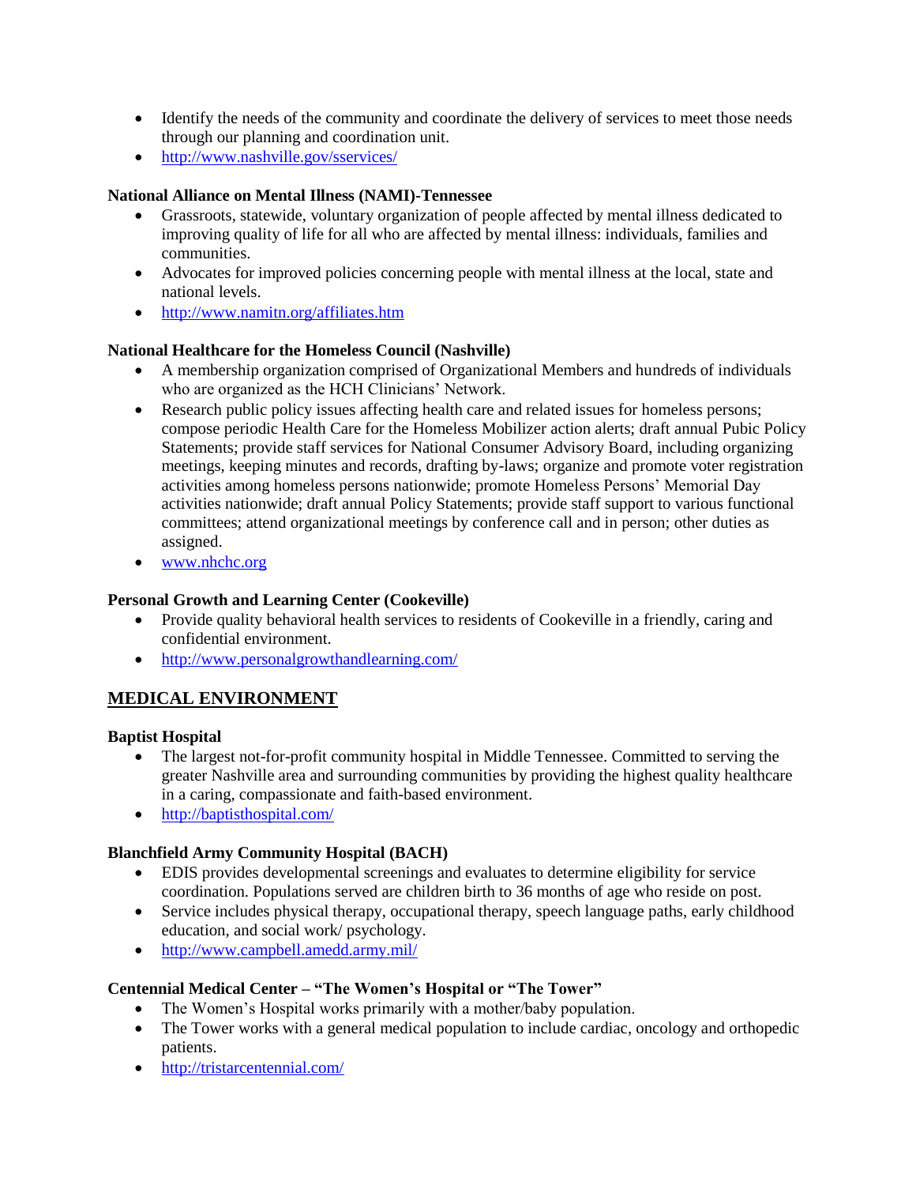- Identify the needs of the community and coordinate the delivery of services to meet those needs through our planning and coordination unit.
- http://www.nashville.gov/sservices/

**National Alliance on Mental Illness (NAMI)-Tennessee**

- Grassroots, statewide, voluntary organization of people affected by mental illness dedicated to improving quality of life for all who are affected by mental illness: individuals, families and communities.
- Advocates for improved policies concerning people with mental illness at the local, state and national levels.
- http://www.namitn.org/affiliates.htm

**National Healthcare for the Homeless Council (Nashville)**

- A membership organization comprised of Organizational Members and hundreds of individuals who are organized as the HCH Clinicians' Network.
- Research public policy issues affecting health care and related issues for homeless persons; compose periodic Health Care for the Homeless Mobilizer action alerts; draft annual Pubic Policy Statements; provide staff services for National Consumer Advisory Board, including organizing meetings, keeping minutes and records, drafting by-laws; organize and promote voter registration activities among homeless persons nationwide; promote Homeless Persons' Memorial Day activities nationwide; draft annual Policy Statements; provide staff support to various functional committees; attend organizational meetings by conference call and in person; other duties as assigned.
- www.nhchc.org

**Personal Growth and Learning Center (Cookeville)**

- Provide quality behavioral health services to residents of Cookeville in a friendly, caring and confidential environment.
- http://www.personalgrowthandlearning.com/

## MEDICAL ENVIRONMENT

**Baptist Hospital**

- The largest not-for-profit community hospital in Middle Tennessee. Committed to serving the greater Nashville area and surrounding communities by providing the highest quality healthcare in a caring, compassionate and faith-based environment.
- http://baptisthospital.com/

**Blanchfield Army Community Hospital (BACH)**

- EDIS provides developmental screenings and evaluates to determine eligibility for service coordination. Populations served are children birth to 36 months of age who reside on post.
- Service includes physical therapy, occupational therapy, speech language paths, early childhood education, and social work/ psychology.
- http://www.campbell.amedd.army.mil/

**Centennial Medical Center – "The Women's Hospital or "The Tower"**

- The Women's Hospital works primarily with a mother/baby population.
- The Tower works with a general medical population to include cardiac, oncology and orthopedic patients.
- http://tristarcentennial.com/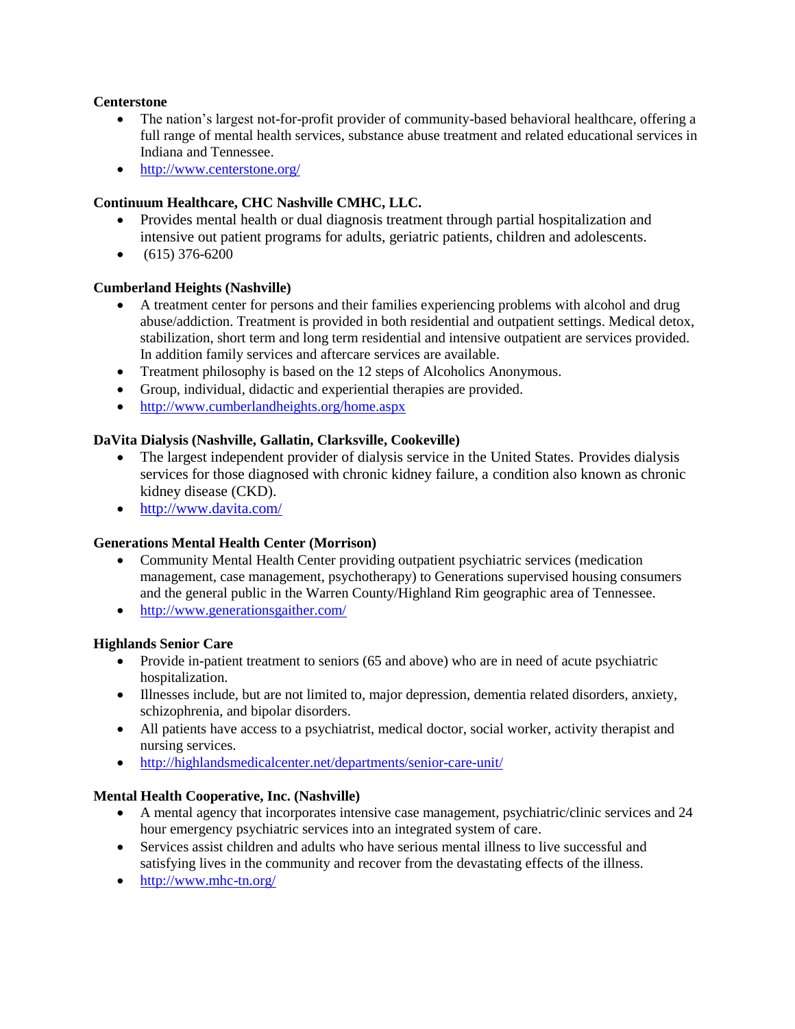**Centerstone**

- The nation's largest not-for-profit provider of community-based behavioral healthcare, offering a full range of mental health services, substance abuse treatment and related educational services in Indiana and Tennessee.
- http://www.centerstone.org/

**Continuum Healthcare, CHC Nashville CMHC, LLC.**

- Provides mental health or dual diagnosis treatment through partial hospitalization and intensive out patient programs for adults, geriatric patients, children and adolescents.
- (615) 376-6200

**Cumberland Heights (Nashville)**

- A treatment center for persons and their families experiencing problems with alcohol and drug abuse/addiction. Treatment is provided in both residential and outpatient settings. Medical detox, stabilization, short term and long term residential and intensive outpatient are services provided. In addition family services and aftercare services are available.
- Treatment philosophy is based on the 12 steps of Alcoholics Anonymous.
- Group, individual, didactic and experiential therapies are provided.
- http://www.cumberlandheights.org/home.aspx

**DaVita Dialysis (Nashville, Gallatin, Clarksville, Cookeville)**

- The largest independent provider of dialysis service in the United States. Provides dialysis services for those diagnosed with chronic kidney failure, a condition also known as chronic kidney disease (CKD).
- http://www.davita.com/

**Generations Mental Health Center (Morrison)**

- Community Mental Health Center providing outpatient psychiatric services (medication management, case management, psychotherapy) to Generations supervised housing consumers and the general public in the Warren County/Highland Rim geographic area of Tennessee.
- http://www.generationsgaither.com/

**Highlands Senior Care**

- Provide in-patient treatment to seniors (65 and above) who are in need of acute psychiatric hospitalization.
- Illnesses include, but are not limited to, major depression, dementia related disorders, anxiety, schizophrenia, and bipolar disorders.
- All patients have access to a psychiatrist, medical doctor, social worker, activity therapist and nursing services.
- http://highlandsmedicalcenter.net/departments/senior-care-unit/

**Mental Health Cooperative, Inc. (Nashville)**

- A mental agency that incorporates intensive case management, psychiatric/clinic services and 24 hour emergency psychiatric services into an integrated system of care.
- Services assist children and adults who have serious mental illness to live successful and satisfying lives in the community and recover from the devastating effects of the illness.
- http://www.mhc-tn.org/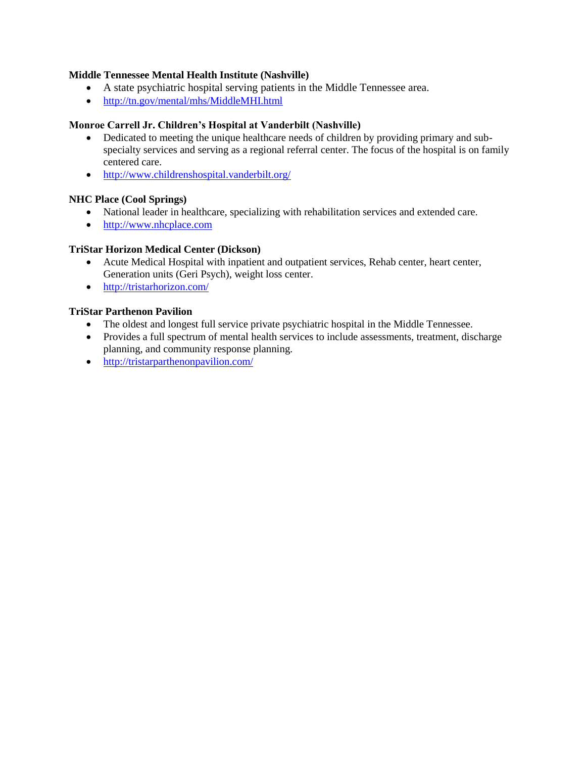**Middle Tennessee Mental Health Institute (Nashville)**

- A state psychiatric hospital serving patients in the Middle Tennessee area.
- http://tn.gov/mental/mhs/MiddleMHI.html

**Monroe Carrell Jr. Children's Hospital at Vanderbilt (Nashville)**

- Dedicated to meeting the unique healthcare needs of children by providing primary and sub-specialty services and serving as a regional referral center. The focus of the hospital is on family centered care.
- http://www.childrenshospital.vanderbilt.org/

**NHC Place (Cool Springs)**

- National leader in healthcare, specializing with rehabilitation services and extended care.
- http://www.nhcplace.com

**TriStar Horizon Medical Center (Dickson)**

- Acute Medical Hospital with inpatient and outpatient services, Rehab center, heart center, Generation units (Geri Psych), weight loss center.
- http://tristarhorizon.com/

**TriStar Parthenon Pavilion**

- The oldest and longest full service private psychiatric hospital in the Middle Tennessee.
- Provides a full spectrum of mental health services to include assessments, treatment, discharge planning, and community response planning.
- http://tristarparthenonpavilion.com/